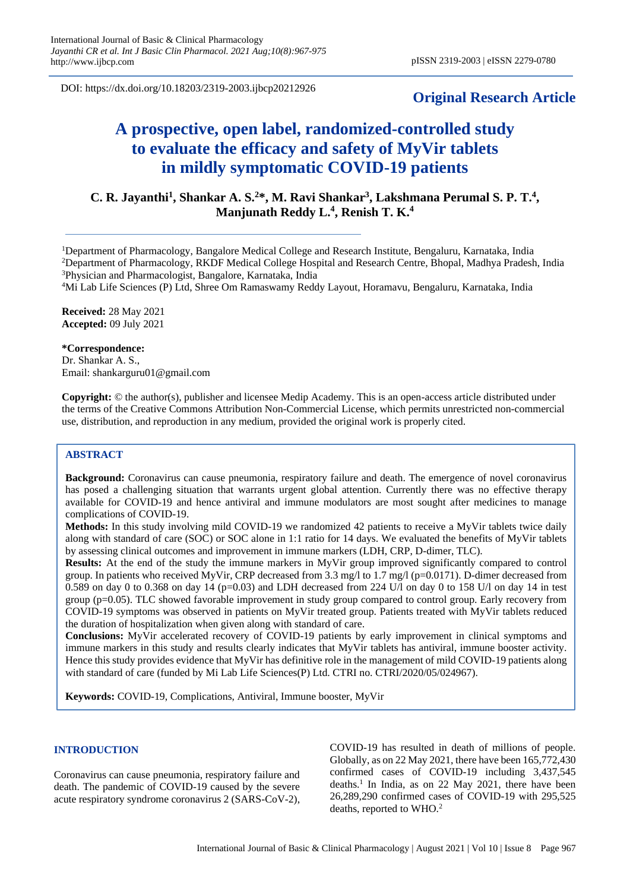DOI: https://dx.doi.org/10.18203/2319-2003.ijbcp20212926

**Original Research Article**

# A prospective, open label, randomized-controlled study to evaluate the efficacy and safety of MyVir tablets in mildly symptomatic COVID-19 patients

**C. R. Jayanthi[1], Shankar A. S.[2]*, M. Ravi Shankar[3], Lakshmana Perumal S. P. T.[4], Manjunath Reddy L.[4], Renish T. K.[4]**

[1]Department of Pharmacology, Bangalore Medical College and Research Institute, Bengaluru, Karnataka, India
[2]Department of Pharmacology, RKDF Medical College Hospital and Research Centre, Bhopal, Madhya Pradesh, India
[3]Physician and Pharmacologist, Bangalore, Karnataka, India
[4]Mi Lab Life Sciences (P) Ltd, Shree Om Ramaswamy Reddy Layout, Horamavu, Bengaluru, Karnataka, India

**Received:** 28 May 2021
**Accepted:** 09 July 2021

***Correspondence:**
Dr. Shankar A. S.,
Email: shankarguru01@gmail.com

**Copyright:** © the author(s), publisher and licensee Medip Academy. This is an open-access article distributed under the terms of the Creative Commons Attribution Non-Commercial License, which permits unrestricted non-commercial use, distribution, and reproduction in any medium, provided the original work is properly cited.

## ABSTRACT

**Background:** Coronavirus can cause pneumonia, respiratory failure and death. The emergence of novel coronavirus has posed a challenging situation that warrants urgent global attention. Currently there was no effective therapy available for COVID-19 and hence antiviral and immune modulators are most sought after medicines to manage complications of COVID-19.

**Methods:** In this study involving mild COVID-19 we randomized 42 patients to receive a MyVir tablets twice daily along with standard of care (SOC) or SOC alone in 1:1 ratio for 14 days. We evaluated the benefits of MyVir tablets by assessing clinical outcomes and improvement in immune markers (LDH, CRP, D-dimer, TLC).

**Results:** At the end of the study the immune markers in MyVir group improved significantly compared to control group. In patients who received MyVir, CRP decreased from 3.3 mg/l to 1.7 mg/l ($p=0.0171$). D-dimer decreased from 0.589 on day 0 to 0.368 on day 14 ($p=0.03$) and LDH decreased from 224 U/l on day 0 to 158 U/l on day 14 in test group ($p=0.05$). TLC showed favorable improvement in study group compared to control group. Early recovery from COVID-19 symptoms was observed in patients on MyVir treated group. Patients treated with MyVir tablets reduced the duration of hospitalization when given along with standard of care.

**Conclusions:** MyVir accelerated recovery of COVID-19 patients by early improvement in clinical symptoms and immune markers in this study and results clearly indicates that MyVir tablets has antiviral, immune booster activity. Hence this study provides evidence that MyVir has definitive role in the management of mild COVID-19 patients along with standard of care (funded by Mi Lab Life Sciences(P) Ltd. CTRI no. CTRI/2020/05/024967).

**Keywords:** COVID-19, Complications, Antiviral, Immune booster, MyVir

## INTRODUCTION

Coronavirus can cause pneumonia, respiratory failure and death. The pandemic of COVID-19 caused by the severe acute respiratory syndrome coronavirus 2 (SARS-CoV-2), COVID-19 has resulted in death of millions of people. Globally, as on 22 May 2021, there have been 165,772,430 confirmed cases of COVID-19 including 3,437,545 deaths.[1] In India, as on 22 May 2021, there have been 26,289,290 confirmed cases of COVID-19 with 295,525 deaths, reported to WHO.[2]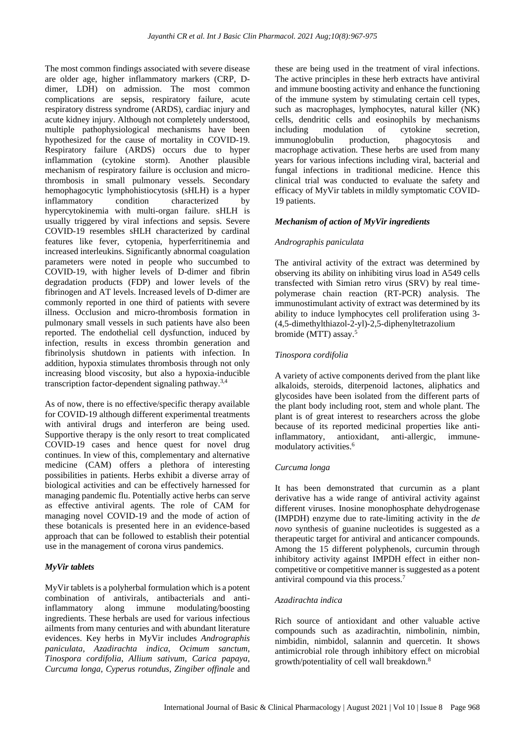The most common findings associated with severe disease are older age, higher inflammatory markers (CRP, D-dimer, LDH) on admission. The most common complications are sepsis, respiratory failure, acute respiratory distress syndrome (ARDS), cardiac injury and acute kidney injury. Although not completely understood, multiple pathophysiological mechanisms have been hypothesized for the cause of mortality in COVID-19. Respiratory failure (ARDS) occurs due to hyper inflammation (cytokine storm). Another plausible mechanism of respiratory failure is occlusion and micro-thrombosis in small pulmonary vessels. Secondary hemophagocytic lymphohistiocytosis (sHLH) is a hyper inflammatory condition characterized by hypercytokinemia with multi-organ failure. sHLH is usually triggered by viral infections and sepsis. Severe COVID-19 resembles sHLH characterized by cardinal features like fever, cytopenia, hyperferritinemia and increased interleukins. Significantly abnormal coagulation parameters were noted in people who succumbed to COVID-19, with higher levels of D-dimer and fibrin degradation products (FDP) and lower levels of the fibrinogen and AT levels. Increased levels of D-dimer are commonly reported in one third of patients with severe illness. Occlusion and micro-thrombosis formation in pulmonary small vessels in such patients have also been reported. The endothelial cell dysfunction, induced by infection, results in excess thrombin generation and fibrinolysis shutdown in patients with infection. In addition, hypoxia stimulates thrombosis through not only increasing blood viscosity, but also a hypoxia-inducible transcription factor-dependent signaling pathway.[3,4]

As of now, there is no effective/specific therapy available for COVID-19 although different experimental treatments with antiviral drugs and interferon are being used. Supportive therapy is the only resort to treat complicated COVID-19 cases and hence quest for novel drug continues. In view of this, complementary and alternative medicine (CAM) offers a plethora of interesting possibilities in patients. Herbs exhibit a diverse array of biological activities and can be effectively harnessed for managing pandemic flu. Potentially active herbs can serve as effective antiviral agents. The role of CAM for managing novel COVID-19 and the mode of action of these botanicals is presented here in an evidence-based approach that can be followed to establish their potential use in the management of corona virus pandemics.

### *MyVir tablets*

MyVir tablets is a polyherbal formulation which is a potent combination of antivirals, antibacterials and anti-inflammatory along immune modulating/boosting ingredients. These herbals are used for various infectious ailments from many centuries and with abundant literature evidences. Key herbs in MyVir includes *Andrographis paniculata*, *Azadirachta indica*, *Ocimum sanctum*, *Tinospora cordifolia*, *Allium sativum*, *Carica papaya*, *Curcuma longa*, *Cyperus rotundus*, *Zingiber offinale* and these are being used in the treatment of viral infections. The active principles in these herb extracts have antiviral and immune boosting activity and enhance the functioning of the immune system by stimulating certain cell types, such as macrophages, lymphocytes, natural killer (NK) cells, dendritic cells and eosinophils by mechanisms including modulation of cytokine secretion, immunoglobulin production, phagocytosis and macrophage activation. These herbs are used from many years for various infections including viral, bacterial and fungal infections in traditional medicine. Hence this clinical trial was conducted to evaluate the safety and efficacy of MyVir tablets in mildly symptomatic COVID-19 patients.

### *Mechanism of action of MyVir ingredients*

#### *Andrographis paniculata*

The antiviral activity of the extract was determined by observing its ability on inhibiting virus load in A549 cells transfected with Simian retro virus (SRV) by real time-polymerase chain reaction (RT-PCR) analysis. The immunostimulant activity of extract was determined by its ability to induce lymphocytes cell proliferation using 3-(4,5-dimethylthiazol-2-yl)-2,5-diphenyltetrazolium bromide (MTT) assay.[5]

#### *Tinospora cordifolia*

A variety of active components derived from the plant like alkaloids, steroids, diterpenoid lactones, aliphatics and glycosides have been isolated from the different parts of the plant body including root, stem and whole plant. The plant is of great interest to researchers across the globe because of its reported medicinal properties like anti-inflammatory, antioxidant, anti-allergic, immune-modulatory activities.[6]

#### *Curcuma longa*

It has been demonstrated that curcumin as a plant derivative has a wide range of antiviral activity against different viruses. Inosine monophosphate dehydrogenase (IMPDH) enzyme due to rate-limiting activity in the *de novo* synthesis of guanine nucleotides is suggested as a therapeutic target for antiviral and anticancer compounds. Among the 15 different polyphenols, curcumin through inhibitory activity against IMPDH effect in either non-competitive or competitive manner is suggested as a potent antiviral compound via this process.[7]

#### *Azadirachta indica*

Rich source of antioxidant and other valuable active compounds such as azadirachtin, nimbolinin, nimbin, nimbidin, nimbidol, salannin and quercetin. It shows antimicrobial role through inhibitory effect on microbial growth/potentiality of cell wall breakdown.[8]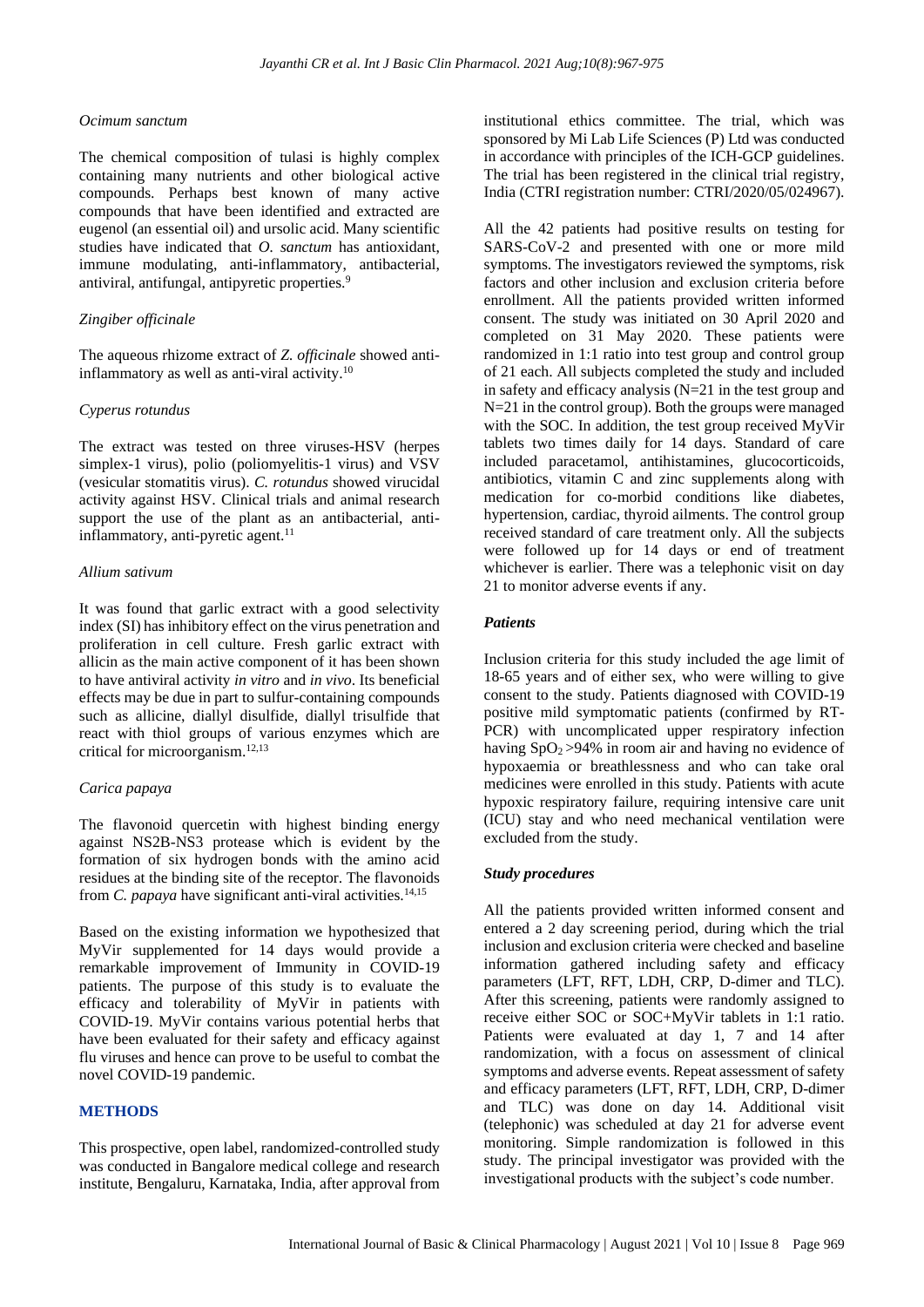### *Ocimum sanctum*

The chemical composition of tulasi is highly complex containing many nutrients and other biological active compounds. Perhaps best known of many active compounds that have been identified and extracted are eugenol (an essential oil) and ursolic acid. Many scientific studies have indicated that *O. sanctum* has antioxidant, immune modulating, anti-inflammatory, antibacterial, antiviral, antifungal, antipyretic properties.[9]

### *Zingiber officinale*

The aqueous rhizome extract of *Z. officinale* showed anti-inflammatory as well as anti-viral activity.[10]

### *Cyperus rotundus*

The extract was tested on three viruses-HSV (herpes simplex-1 virus), polio (poliomyelitis-1 virus) and VSV (vesicular stomatitis virus). *C. rotundus* showed virucidal activity against HSV. Clinical trials and animal research support the use of the plant as an antibacterial, anti-inflammatory, anti-pyretic agent.[11]

### *Allium sativum*

It was found that garlic extract with a good selectivity index (SI) has inhibitory effect on the virus penetration and proliferation in cell culture. Fresh garlic extract with allicin as the main active component of it has been shown to have antiviral activity *in vitro* and *in vivo*. Its beneficial effects may be due in part to sulfur-containing compounds such as allicine, diallyl disulfide, diallyl trisulfide that react with thiol groups of various enzymes which are critical for microorganism.[12,13]

### *Carica papaya*

The flavonoid quercetin with highest binding energy against NS2B-NS3 protease which is evident by the formation of six hydrogen bonds with the amino acid residues at the binding site of the receptor. The flavonoids from *C. papaya* have significant anti-viral activities.[14,15]

Based on the existing information we hypothesized that MyVir supplemented for 14 days would provide a remarkable improvement of Immunity in COVID-19 patients. The purpose of this study is to evaluate the efficacy and tolerability of MyVir in patients with COVID-19. MyVir contains various potential herbs that have been evaluated for their safety and efficacy against flu viruses and hence can prove to be useful to combat the novel COVID-19 pandemic.

## METHODS

This prospective, open label, randomized-controlled study was conducted in Bangalore medical college and research institute, Bengaluru, Karnataka, India, after approval from institutional ethics committee. The trial, which was sponsored by Mi Lab Life Sciences (P) Ltd was conducted in accordance with principles of the ICH-GCP guidelines. The trial has been registered in the clinical trial registry, India (CTRI registration number: CTRI/2020/05/024967).

All the 42 patients had positive results on testing for SARS-CoV-2 and presented with one or more mild symptoms. The investigators reviewed the symptoms, risk factors and other inclusion and exclusion criteria before enrollment. All the patients provided written informed consent. The study was initiated on 30 April 2020 and completed on 31 May 2020. These patients were randomized in 1:1 ratio into test group and control group of 21 each. All subjects completed the study and included in safety and efficacy analysis (N=21 in the test group and N=21 in the control group). Both the groups were managed with the SOC. In addition, the test group received MyVir tablets two times daily for 14 days. Standard of care included paracetamol, antihistamines, glucocorticoids, antibiotics, vitamin C and zinc supplements along with medication for co-morbid conditions like diabetes, hypertension, cardiac, thyroid ailments. The control group received standard of care treatment only. All the subjects were followed up for 14 days or end of treatment whichever is earlier. There was a telephonic visit on day 21 to monitor adverse events if any.

### *Patients*

Inclusion criteria for this study included the age limit of 18-65 years and of either sex, who were willing to give consent to the study. Patients diagnosed with COVID-19 positive mild symptomatic patients (confirmed by RT-PCR) with uncomplicated upper respiratory infection having $SpO_2$ >94% in room air and having no evidence of hypoxaemia or breathlessness and who can take oral medicines were enrolled in this study. Patients with acute hypoxic respiratory failure, requiring intensive care unit (ICU) stay and who need mechanical ventilation were excluded from the study.

### *Study procedures*

All the patients provided written informed consent and entered a 2 day screening period, during which the trial inclusion and exclusion criteria were checked and baseline information gathered including safety and efficacy parameters (LFT, RFT, LDH, CRP, D-dimer and TLC). After this screening, patients were randomly assigned to receive either SOC or SOC+MyVir tablets in 1:1 ratio. Patients were evaluated at day 1, 7 and 14 after randomization, with a focus on assessment of clinical symptoms and adverse events. Repeat assessment of safety and efficacy parameters (LFT, RFT, LDH, CRP, D-dimer and TLC) was done on day 14. Additional visit (telephonic) was scheduled at day 21 for adverse event monitoring. Simple randomization is followed in this study. The principal investigator was provided with the investigational products with the subject's code number.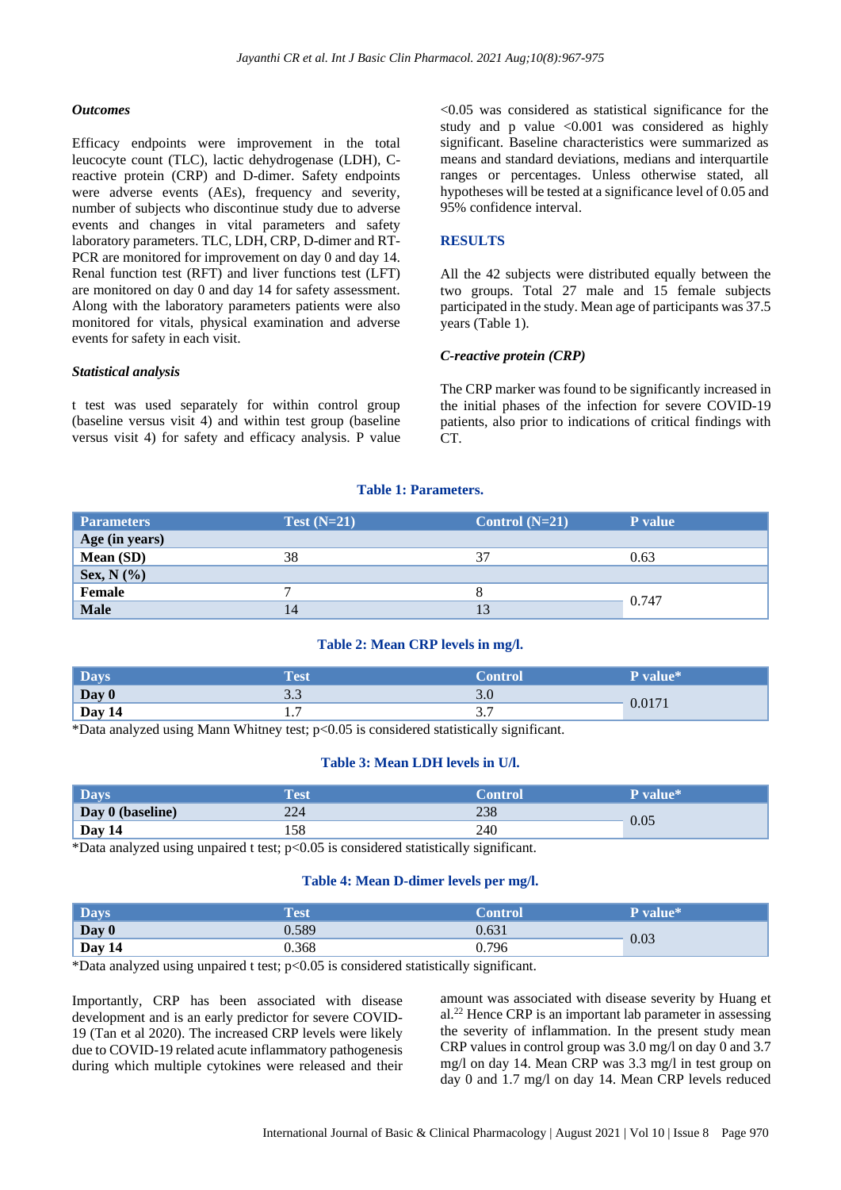### *Outcomes*

Efficacy endpoints were improvement in the total leucocyte count (TLC), lactic dehydrogenase (LDH), C-reactive protein (CRP) and D-dimer. Safety endpoints were adverse events (AEs), frequency and severity, number of subjects who discontinue study due to adverse events and changes in vital parameters and safety laboratory parameters. TLC, LDH, CRP, D-dimer and RT-PCR are monitored for improvement on day 0 and day 14. Renal function test (RFT) and liver functions test (LFT) are monitored on day 0 and day 14 for safety assessment. Along with the laboratory parameters patients were also monitored for vitals, physical examination and adverse events for safety in each visit.

### *Statistical analysis*

t test was used separately for within control group (baseline versus visit 4) and within test group (baseline versus visit 4) for safety and efficacy analysis. P value <0.05 was considered as statistical significance for the study and p value <0.001 was considered as highly significant. Baseline characteristics were summarized as means and standard deviations, medians and interquartile ranges or percentages. Unless otherwise stated, all hypotheses will be tested at a significance level of 0.05 and 95% confidence interval.

## RESULTS

All the 42 subjects were distributed equally between the two groups. Total 27 male and 15 female subjects participated in the study. Mean age of participants was 37.5 years (Table 1).

### *C-reactive protein (CRP)*

The CRP marker was found to be significantly increased in the initial phases of the infection for severe COVID-19 patients, also prior to indications of critical findings with CT.

**Table 1: Parameters.**

| Parameters | Test (N=21) | Control (N=21) | P value |
|---|---|---|---|
| **Age (in years)** | | | |
| **Mean (SD)** | 38 | 37 | 0.63 |
| **Sex, N (%)** | | | |
| **Female** | 7 | 8 | 0.747 |
| **Male** | 14 | 13 | |

**Table 2: Mean CRP levels in mg/l.**

| Days | Test | Control | P value* |
|---|---|---|---|
| **Day 0** | 3.3 | 3.0 | 0.0171 |
| **Day 14** | 1.7 | 3.7 | |

*Data analyzed using Mann Whitney test; p<0.05 is considered statistically significant.

**Table 3: Mean LDH levels in U/l.**

| Days | Test | Control | P value* |
|---|---|---|---|
| **Day 0 (baseline)** | 224 | 238 | 0.05 |
| **Day 14** | 158 | 240 | |

*Data analyzed using unpaired t test; p<0.05 is considered statistically significant.

**Table 4: Mean D-dimer levels per mg/l.**

| Days | Test | Control | P value* |
|---|---|---|---|
| **Day 0** | 0.589 | 0.631 | 0.03 |
| **Day 14** | 0.368 | 0.796 | |

*Data analyzed using unpaired t test; p<0.05 is considered statistically significant.

Importantly, CRP has been associated with disease development and is an early predictor for severe COVID-19 (Tan et al 2020). The increased CRP levels were likely due to COVID-19 related acute inflammatory pathogenesis during which multiple cytokines were released and their amount was associated with disease severity by Huang et al.[22] Hence CRP is an important lab parameter in assessing the severity of inflammation. In the present study mean CRP values in control group was 3.0 mg/l on day 0 and 3.7 mg/l on day 14. Mean CRP was 3.3 mg/l in test group on day 0 and 1.7 mg/l on day 14. Mean CRP levels reduced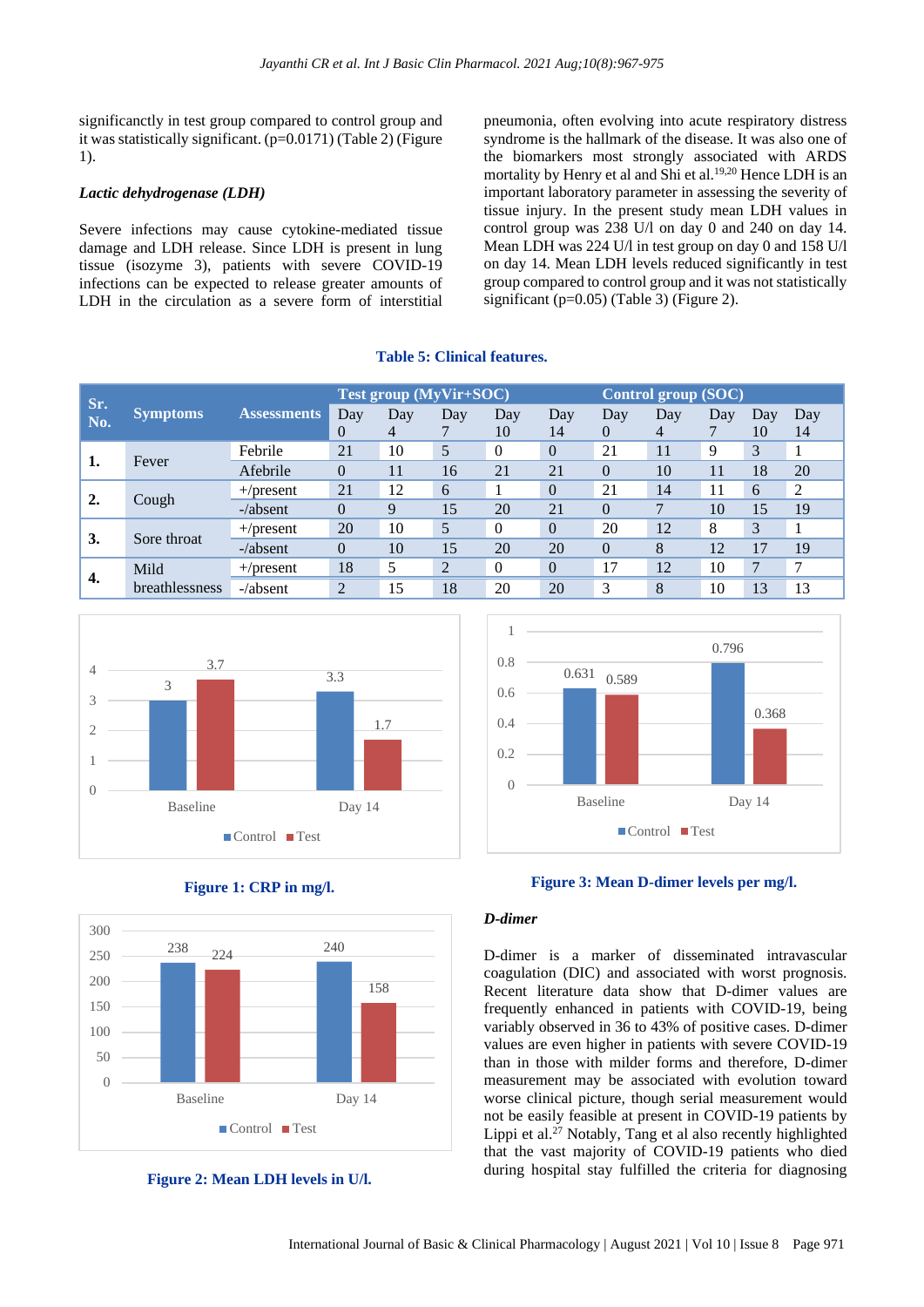significanctly in test group compared to control group and it was statistically significant. (p=0.0171) (Table 2) (Figure 1).

### *Lactic dehydrogenase (LDH)*

Severe infections may cause cytokine-mediated tissue damage and LDH release. Since LDH is present in lung tissue (isozyme 3), patients with severe COVID-19 infections can be expected to release greater amounts of LDH in the circulation as a severe form of interstitial pneumonia, often evolving into acute respiratory distress syndrome is the hallmark of the disease. It was also one of the biomarkers most strongly associated with ARDS mortality by Henry et al and Shi et al.[19,20] Hence LDH is an important laboratory parameter in assessing the severity of tissue injury. In the present study mean LDH values in control group was 238 U/l on day 0 and 240 on day 14. Mean LDH was 224 U/l in test group on day 0 and 158 U/l on day 14. Mean LDH levels reduced significantly in test group compared to control group and it was not statistically significant (p=0.05) (Table 3) (Figure 2).

**Table 5: Clinical features.**

| Sr. No. | Symptoms | Assessments | Test group (MyVir+SOC) | | | | | Control group (SOC) | | | | |
|---|---|---|---|---|---|---|---|---|---|---|---|---|
| | | | Day 0 | Day 4 | Day 7 | Day 10 | Day 14 | Day 0 | Day 4 | Day 7 | Day 10 | Day 14 |
| 1. | Fever | Febrile | 21 | 10 | 5 | 0 | 0 | 21 | 11 | 9 | 3 | 1 |
| | | Afebrile | 0 | 11 | 16 | 21 | 21 | 0 | 10 | 11 | 18 | 20 |
| 2. | Cough | +/present | 21 | 12 | 6 | 1 | 0 | 21 | 14 | 11 | 6 | 2 |
| | | -/absent | 0 | 9 | 15 | 20 | 21 | 0 | 7 | 10 | 15 | 19 |
| 3. | Sore throat | +/present | 20 | 10 | 5 | 0 | 0 | 20 | 12 | 8 | 3 | 1 |
| | | -/absent | 0 | 10 | 15 | 20 | 20 | 0 | 8 | 12 | 17 | 19 |
| 4. | Mild breathlessness | +/present | 18 | 5 | 2 | 0 | 0 | 17 | 12 | 10 | 7 | 7 |
| | | -/absent | 2 | 15 | 18 | 20 | 20 | 3 | 8 | 10 | 13 | 13 |

**Figure 1: CRP in mg/l.**

**Figure 2: Mean LDH levels in U/l.**

**Figure 3: Mean D-dimer levels per mg/l.**

### *D-dimer*

D-dimer is a marker of disseminated intravascular coagulation (DIC) and associated with worst prognosis. Recent literature data show that D-dimer values are frequently enhanced in patients with COVID-19, being variably observed in 36 to 43% of positive cases. D-dimer values are even higher in patients with severe COVID-19 than in those with milder forms and therefore, D-dimer measurement may be associated with evolution toward worse clinical picture, though serial measurement would not be easily feasible at present in COVID-19 patients by Lippi et al.[27] Notably, Tang et al also recently highlighted that the vast majority of COVID-19 patients who died during hospital stay fulfilled the criteria for diagnosing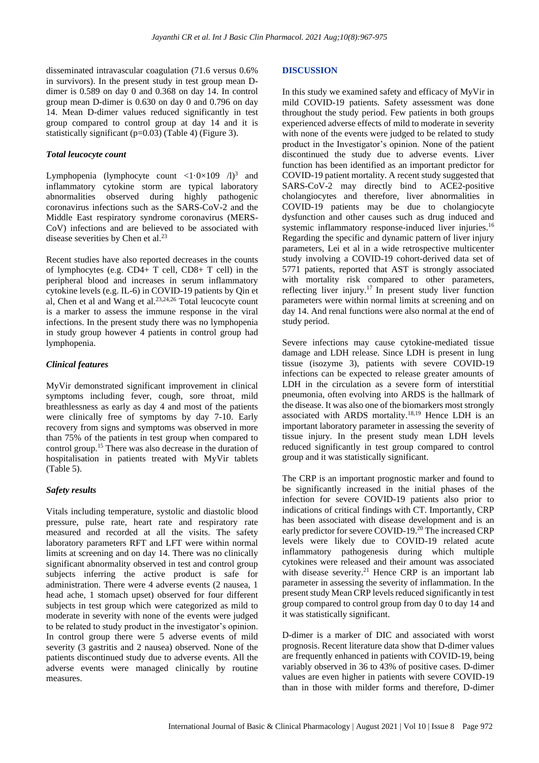disseminated intravascular coagulation (71.6 versus 0.6% in survivors). In the present study in test group mean D-dimer is 0.589 on day 0 and 0.368 on day 14. In control group mean D-dimer is 0.630 on day 0 and 0.796 on day 14. Mean D-dimer values reduced significantly in test group compared to control group at day 14 and it is statistically significant (p=0.03) (Table 4) (Figure 3).

### *Total leucocyte count*

Lymphopenia (lymphocyte count $<1{\cdot}0{\times}109$ /l)[3] and inflammatory cytokine storm are typical laboratory abnormalities observed during highly pathogenic coronavirus infections such as the SARS-CoV-2 and the Middle East respiratory syndrome coronavirus (MERS-CoV) infections and are believed to be associated with disease severities by Chen et al.[23]

Recent studies have also reported decreases in the counts of lymphocytes (e.g. CD4+ T cell, CD8+ T cell) in the peripheral blood and increases in serum inflammatory cytokine levels (e.g. IL-6) in COVID-19 patients by Qin et al, Chen et al and Wang et al.[23,24,26] Total leucocyte count is a marker to assess the immune response in the viral infections. In the present study there was no lymphopenia in study group however 4 patients in control group had lymphopenia.

### *Clinical features*

MyVir demonstrated significant improvement in clinical symptoms including fever, cough, sore throat, mild breathlessness as early as day 4 and most of the patients were clinically free of symptoms by day 7-10. Early recovery from signs and symptoms was observed in more than 75% of the patients in test group when compared to control group.[15] There was also decrease in the duration of hospitalisation in patients treated with MyVir tablets (Table 5).

### *Safety results*

Vitals including temperature, systolic and diastolic blood pressure, pulse rate, heart rate and respiratory rate measured and recorded at all the visits. The safety laboratory parameters RFT and LFT were within normal limits at screening and on day 14. There was no clinically significant abnormality observed in test and control group subjects inferring the active product is safe for administration. There were 4 adverse events (2 nausea, 1 head ache, 1 stomach upset) observed for four different subjects in test group which were categorized as mild to moderate in severity with none of the events were judged to be related to study product in the investigator's opinion. In control group there were 5 adverse events of mild severity (3 gastritis and 2 nausea) observed. None of the patients discontinued study due to adverse events. All the adverse events were managed clinically by routine measures.

## DISCUSSION

In this study we examined safety and efficacy of MyVir in mild COVID-19 patients. Safety assessment was done throughout the study period. Few patients in both groups experienced adverse effects of mild to moderate in severity with none of the events were judged to be related to study product in the Investigator's opinion. None of the patient discontinued the study due to adverse events. Liver function has been identified as an important predictor for COVID-19 patient mortality. A recent study suggested that SARS-CoV-2 may directly bind to ACE2-positive cholangiocytes and therefore, liver abnormalities in COVID-19 patients may be due to cholangiocyte dysfunction and other causes such as drug induced and systemic inflammatory response-induced liver injuries.[16] Regarding the specific and dynamic pattern of liver injury parameters, Lei et al in a wide retrospective multicenter study involving a COVID-19 cohort-derived data set of 5771 patients, reported that AST is strongly associated with mortality risk compared to other parameters, reflecting liver injury.[17] In present study liver function parameters were within normal limits at screening and on day 14. And renal functions were also normal at the end of study period.

Severe infections may cause cytokine-mediated tissue damage and LDH release. Since LDH is present in lung tissue (isozyme 3), patients with severe COVID-19 infections can be expected to release greater amounts of LDH in the circulation as a severe form of interstitial pneumonia, often evolving into ARDS is the hallmark of the disease. It was also one of the biomarkers most strongly associated with ARDS mortality.[18,19] Hence LDH is an important laboratory parameter in assessing the severity of tissue injury. In the present study mean LDH levels reduced significantly in test group compared to control group and it was statistically significant.

The CRP is an important prognostic marker and found to be significantly increased in the initial phases of the infection for severe COVID-19 patients also prior to indications of critical findings with CT. Importantly, CRP has been associated with disease development and is an early predictor for severe COVID-19.[20] The increased CRP levels were likely due to COVID-19 related acute inflammatory pathogenesis during which multiple cytokines were released and their amount was associated with disease severity.[21] Hence CRP is an important lab parameter in assessing the severity of inflammation. In the present study Mean CRP levels reduced significantly in test group compared to control group from day 0 to day 14 and it was statistically significant.

D-dimer is a marker of DIC and associated with worst prognosis. Recent literature data show that D-dimer values are frequently enhanced in patients with COVID-19, being variably observed in 36 to 43% of positive cases. D-dimer values are even higher in patients with severe COVID-19 than in those with milder forms and therefore, D-dimer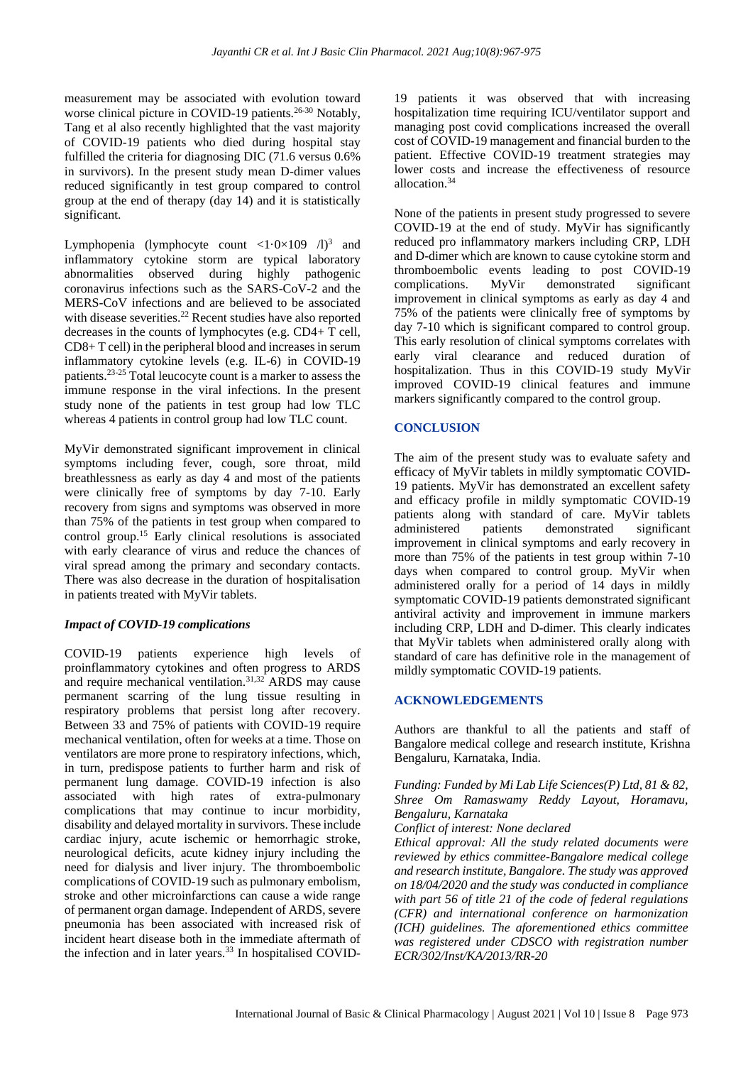measurement may be associated with evolution toward worse clinical picture in COVID-19 patients.[26-30] Notably, Tang et al also recently highlighted that the vast majority of COVID-19 patients who died during hospital stay fulfilled the criteria for diagnosing DIC (71.6 versus 0.6% in survivors). In the present study mean D-dimer values reduced significantly in test group compared to control group at the end of therapy (day 14) and it is statistically significant.

Lymphopenia (lymphocyte count $<1{\cdot}0\times10^9$ /l)[3] and inflammatory cytokine storm are typical laboratory abnormalities observed during highly pathogenic coronavirus infections such as the SARS-CoV-2 and the MERS-CoV infections and are believed to be associated with disease severities.[22] Recent studies have also reported decreases in the counts of lymphocytes (e.g. CD4+ T cell, CD8+ T cell) in the peripheral blood and increases in serum inflammatory cytokine levels (e.g. IL-6) in COVID-19 patients.[23-25] Total leucocyte count is a marker to assess the immune response in the viral infections. In the present study none of the patients in test group had low TLC whereas 4 patients in control group had low TLC count.

MyVir demonstrated significant improvement in clinical symptoms including fever, cough, sore throat, mild breathlessness as early as day 4 and most of the patients were clinically free of symptoms by day 7-10. Early recovery from signs and symptoms was observed in more than 75% of the patients in test group when compared to control group.[15] Early clinical resolutions is associated with early clearance of virus and reduce the chances of viral spread among the primary and secondary contacts. There was also decrease in the duration of hospitalisation in patients treated with MyVir tablets.

### *Impact of COVID-19 complications*

COVID-19 patients experience high levels of proinflammatory cytokines and often progress to ARDS and require mechanical ventilation.[31,32] ARDS may cause permanent scarring of the lung tissue resulting in respiratory problems that persist long after recovery. Between 33 and 75% of patients with COVID-19 require mechanical ventilation, often for weeks at a time. Those on ventilators are more prone to respiratory infections, which, in turn, predispose patients to further harm and risk of permanent lung damage. COVID-19 infection is also associated with high rates of extra-pulmonary complications that may continue to incur morbidity, disability and delayed mortality in survivors. These include cardiac injury, acute ischemic or hemorrhagic stroke, neurological deficits, acute kidney injury including the need for dialysis and liver injury. The thromboembolic complications of COVID-19 such as pulmonary embolism, stroke and other microinfarctions can cause a wide range of permanent organ damage. Independent of ARDS, severe pneumonia has been associated with increased risk of incident heart disease both in the immediate aftermath of the infection and in later years.[33] In hospitalised COVID-19 patients it was observed that with increasing hospitalization time requiring ICU/ventilator support and managing post covid complications increased the overall cost of COVID-19 management and financial burden to the patient. Effective COVID-19 treatment strategies may lower costs and increase the effectiveness of resource allocation.[34]

None of the patients in present study progressed to severe COVID-19 at the end of study. MyVir has significantly reduced pro inflammatory markers including CRP, LDH and D-dimer which are known to cause cytokine storm and thromboembolic events leading to post COVID-19 complications. MyVir demonstrated significant improvement in clinical symptoms as early as day 4 and 75% of the patients were clinically free of symptoms by day 7-10 which is significant compared to control group. This early resolution of clinical symptoms correlates with early viral clearance and reduced duration of hospitalization. Thus in this COVID-19 study MyVir improved COVID-19 clinical features and immune markers significantly compared to the control group.

## CONCLUSION

The aim of the present study was to evaluate safety and efficacy of MyVir tablets in mildly symptomatic COVID-19 patients. MyVir has demonstrated an excellent safety and efficacy profile in mildly symptomatic COVID-19 patients along with standard of care. MyVir tablets administered patients demonstrated significant improvement in clinical symptoms and early recovery in more than 75% of the patients in test group within 7-10 days when compared to control group. MyVir when administered orally for a period of 14 days in mildly symptomatic COVID-19 patients demonstrated significant antiviral activity and improvement in immune markers including CRP, LDH and D-dimer. This clearly indicates that MyVir tablets when administered orally along with standard of care has definitive role in the management of mildly symptomatic COVID-19 patients.

## ACKNOWLEDGEMENTS

Authors are thankful to all the patients and staff of Bangalore medical college and research institute, Krishna Bengaluru, Karnataka, India.

*Funding: Funded by Mi Lab Life Sciences(P) Ltd, 81 & 82, Shree Om Ramaswamy Reddy Layout, Horamavu, Bengaluru, Karnataka*
*Conflict of interest: None declared*
*Ethical approval: All the study related documents were reviewed by ethics committee-Bangalore medical college and research institute, Bangalore. The study was approved on 18/04/2020 and the study was conducted in compliance with part 56 of title 21 of the code of federal regulations (CFR) and international conference on harmonization (ICH) guidelines. The aforementioned ethics committee was registered under CDSCO with registration number ECR/302/Inst/KA/2013/RR-20*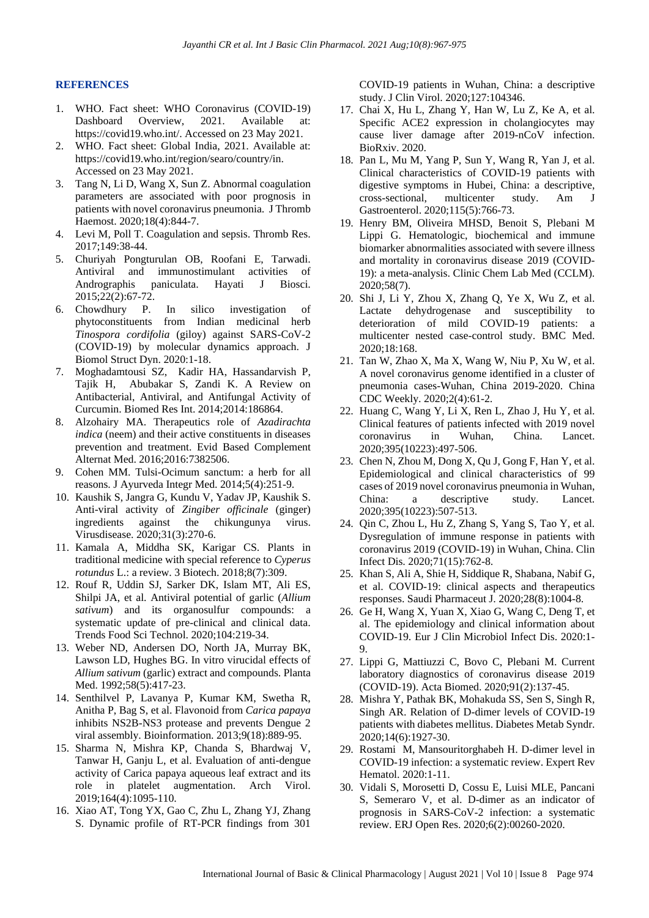## REFERENCES

1. WHO. Fact sheet: WHO Coronavirus (COVID-19) Dashboard Overview, 2021. Available at: https://covid19.who.int/. Accessed on 23 May 2021.
2. WHO. Fact sheet: Global India, 2021. Available at: https://covid19.who.int/region/searo/country/in. Accessed on 23 May 2021.
3. Tang N, Li D, Wang X, Sun Z. Abnormal coagulation parameters are associated with poor prognosis in patients with novel coronavirus pneumonia. J Thromb Haemost. 2020;18(4):844-7.
4. Levi M, Poll T. Coagulation and sepsis. Thromb Res. 2017;149:38-44.
5. Churiyah Pongturulan OB, Roofani E, Tarwadi. Antiviral and immunostimulant activities of Andrographis paniculata. Hayati J Biosci. 2015;22(2):67-72.
6. Chowdhury P. In silico investigation of phytoconstituents from Indian medicinal herb *Tinospora cordifolia* (giloy) against SARS-CoV-2 (COVID-19) by molecular dynamics approach. J Biomol Struct Dyn. 2020:1-18.
7. Moghadamtousi SZ, Kadir HA, Hassandarvish P, Tajik H, Abubakar S, Zandi K. A Review on Antibacterial, Antiviral, and Antifungal Activity of Curcumin. Biomed Res Int. 2014;2014:186864.
8. Alzohairy MA. Therapeutics role of *Azadirachta indica* (neem) and their active constituents in diseases prevention and treatment. Evid Based Complement Alternat Med. 2016;2016:7382506.
9. Cohen MM. Tulsi-Ocimum sanctum: a herb for all reasons. J Ayurveda Integr Med. 2014;5(4):251-9.
10. Kaushik S, Jangra G, Kundu V, Yadav JP, Kaushik S. Anti-viral activity of *Zingiber officinale* (ginger) ingredients against the chikungunya virus. Virusdisease. 2020;31(3):270-6.
11. Kamala A, Middha SK, Karigar CS. Plants in traditional medicine with special reference to *Cyperus rotundus* L.: a review. 3 Biotech. 2018;8(7):309.
12. Rouf R, Uddin SJ, Sarker DK, Islam MT, Ali ES, Shilpi JA, et al. Antiviral potential of garlic (*Allium sativum*) and its organosulfur compounds: a systematic update of pre-clinical and clinical data. Trends Food Sci Technol. 2020;104:219-34.
13. Weber ND, Andersen DO, North JA, Murray BK, Lawson LD, Hughes BG. In vitro virucidal effects of *Allium sativum* (garlic) extract and compounds. Planta Med. 1992;58(5):417-23.
14. Senthilvel P, Lavanya P, Kumar KM, Swetha R, Anitha P, Bag S, et al. Flavonoid from *Carica papaya* inhibits NS2B-NS3 protease and prevents Dengue 2 viral assembly. Bioinformation. 2013;9(18):889-95.
15. Sharma N, Mishra KP, Chanda S, Bhardwaj V, Tanwar H, Ganju L, et al. Evaluation of anti-dengue activity of Carica papaya aqueous leaf extract and its role in platelet augmentation. Arch Virol. 2019;164(4):1095-110.
16. Xiao AT, Tong YX, Gao C, Zhu L, Zhang YJ, Zhang S. Dynamic profile of RT-PCR findings from 301 COVID-19 patients in Wuhan, China: a descriptive study. J Clin Virol. 2020;127:104346.
17. Chai X, Hu L, Zhang Y, Han W, Lu Z, Ke A, et al. Specific ACE2 expression in cholangiocytes may cause liver damage after 2019-nCoV infection. BioRxiv. 2020.
18. Pan L, Mu M, Yang P, Sun Y, Wang R, Yan J, et al. Clinical characteristics of COVID-19 patients with digestive symptoms in Hubei, China: a descriptive, cross-sectional, multicenter study. Am J Gastroenterol. 2020;115(5):766-73.
19. Henry BM, Oliveira MHSD, Benoit S, Plebani M Lippi G. Hematologic, biochemical and immune biomarker abnormalities associated with severe illness and mortality in coronavirus disease 2019 (COVID-19): a meta-analysis. Clinic Chem Lab Med (CCLM). 2020;58(7).
20. Shi J, Li Y, Zhou X, Zhang Q, Ye X, Wu Z, et al. Lactate dehydrogenase and susceptibility to deterioration of mild COVID-19 patients: a multicenter nested case-control study. BMC Med. 2020;18:168.
21. Tan W, Zhao X, Ma X, Wang W, Niu P, Xu W, et al. A novel coronavirus genome identified in a cluster of pneumonia cases-Wuhan, China 2019-2020. China CDC Weekly. 2020;2(4):61-2.
22. Huang C, Wang Y, Li X, Ren L, Zhao J, Hu Y, et al. Clinical features of patients infected with 2019 novel coronavirus in Wuhan, China. Lancet. 2020;395(10223):497-506.
23. Chen N, Zhou M, Dong X, Qu J, Gong F, Han Y, et al. Epidemiological and clinical characteristics of 99 cases of 2019 novel coronavirus pneumonia in Wuhan, China: a descriptive study. Lancet. 2020;395(10223):507-513.
24. Qin C, Zhou L, Hu Z, Zhang S, Yang S, Tao Y, et al. Dysregulation of immune response in patients with coronavirus 2019 (COVID-19) in Wuhan, China. Clin Infect Dis. 2020;71(15):762-8.
25. Khan S, Ali A, Shie H, Siddique R, Shabana, Nabif G, et al. COVID-19: clinical aspects and therapeutics responses. Saudi Pharmaceut J. 2020;28(8):1004-8.
26. Ge H, Wang X, Yuan X, Xiao G, Wang C, Deng T, et al. The epidemiology and clinical information about COVID-19. Eur J Clin Microbiol Infect Dis. 2020:1-9.
27. Lippi G, Mattiuzzi C, Bovo C, Plebani M. Current laboratory diagnostics of coronavirus disease 2019 (COVID-19). Acta Biomed. 2020;91(2):137-45.
28. Mishra Y, Pathak BK, Mohakuda SS, Sen S, Singh R, Singh AR. Relation of D-dimer levels of COVID-19 patients with diabetes mellitus. Diabetes Metab Syndr. 2020;14(6):1927-30.
29. Rostami M, Mansouritorghabeh H. D-dimer level in COVID-19 infection: a systematic review. Expert Rev Hematol. 2020:1-11.
30. Vidali S, Morosetti D, Cossu E, Luisi MLE, Pancani S, Semeraro V, et al. D-dimer as an indicator of prognosis in SARS-CoV-2 infection: a systematic review. ERJ Open Res. 2020;6(2):00260-2020.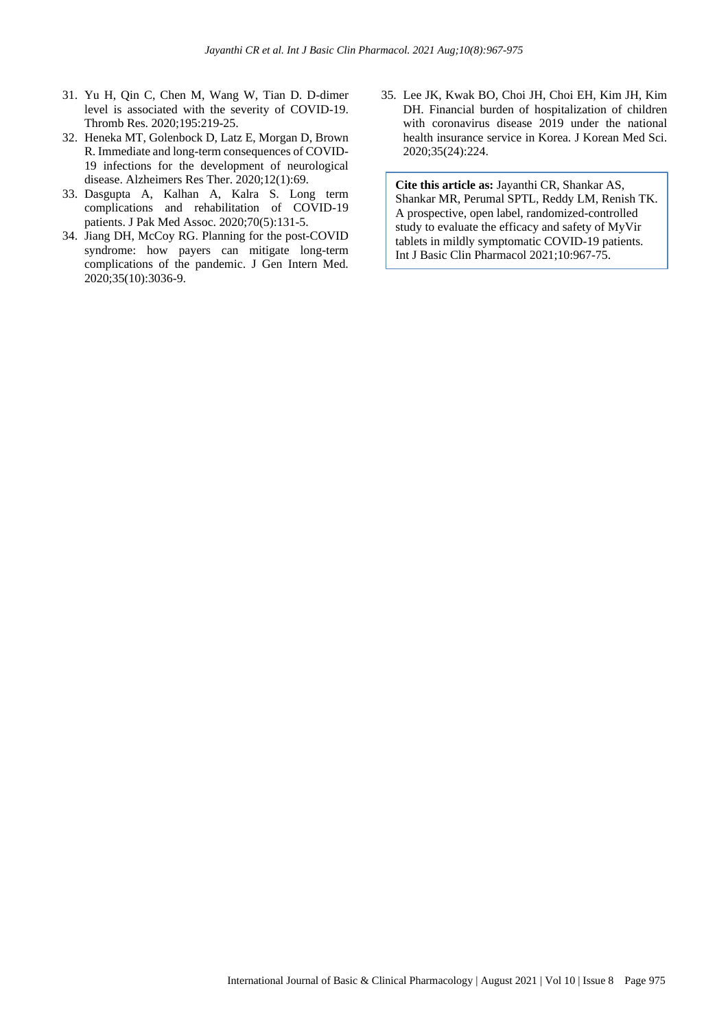31. Yu H, Qin C, Chen M, Wang W, Tian D. D-dimer level is associated with the severity of COVID-19. Thromb Res. 2020;195:219-25.
32. Heneka MT, Golenbock D, Latz E, Morgan D, Brown R. Immediate and long-term consequences of COVID-19 infections for the development of neurological disease. Alzheimers Res Ther. 2020;12(1):69.
33. Dasgupta A, Kalhan A, Kalra S. Long term complications and rehabilitation of COVID-19 patients. J Pak Med Assoc. 2020;70(5):131-5.
34. Jiang DH, McCoy RG. Planning for the post-COVID syndrome: how payers can mitigate long-term complications of the pandemic. J Gen Intern Med. 2020;35(10):3036-9.
35. Lee JK, Kwak BO, Choi JH, Choi EH, Kim JH, Kim DH. Financial burden of hospitalization of children with coronavirus disease 2019 under the national health insurance service in Korea. J Korean Med Sci. 2020;35(24):224.

**Cite this article as:** Jayanthi CR, Shankar AS, Shankar MR, Perumal SPTL, Reddy LM, Renish TK. A prospective, open label, randomized-controlled study to evaluate the efficacy and safety of MyVir tablets in mildly symptomatic COVID-19 patients. Int J Basic Clin Pharmacol 2021;10:967-75.